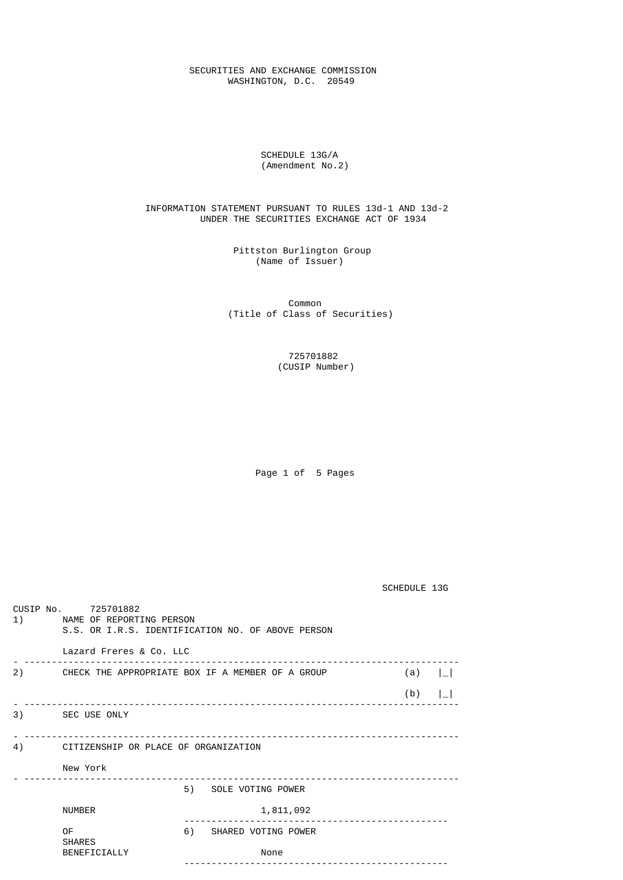SECURITIES AND EXCHANGE COMMISSION
WASHINGTON, D.C. 20549

# SCHEDULE 13G/A
(Amendment No.2)

INFORMATION STATEMENT PURSUANT TO RULES 13d-1 AND 13d-2
UNDER THE SECURITIES EXCHANGE ACT OF 1934

Pittston Burlington Group
(Name of Issuer)

Common
(Title of Class of Securities)

725701882
(CUSIP Number)

SCHEDULE 13G

CUSIP No. 725701882

| | | |
|---|---|---|
| 1) | NAME OF REPORTING PERSON<br>S.S. OR I.R.S. IDENTIFICATION NO. OF ABOVE PERSON<br><br>Lazard Freres & Co. LLC | |
| 2) | CHECK THE APPROPRIATE BOX IF A MEMBER OF A GROUP | (a) \|_\|<br>(b) \|_\| |
| 3) | SEC USE ONLY | |
| 4) | CITIZENSHIP OR PLACE OF ORGANIZATION<br><br>New York | |

| | | |
|---|---|---|
| NUMBER | 5) SOLE VOTING POWER | 1,811,092 |
| OF SHARES BENEFICIALLY | 6) SHARED VOTING POWER | None |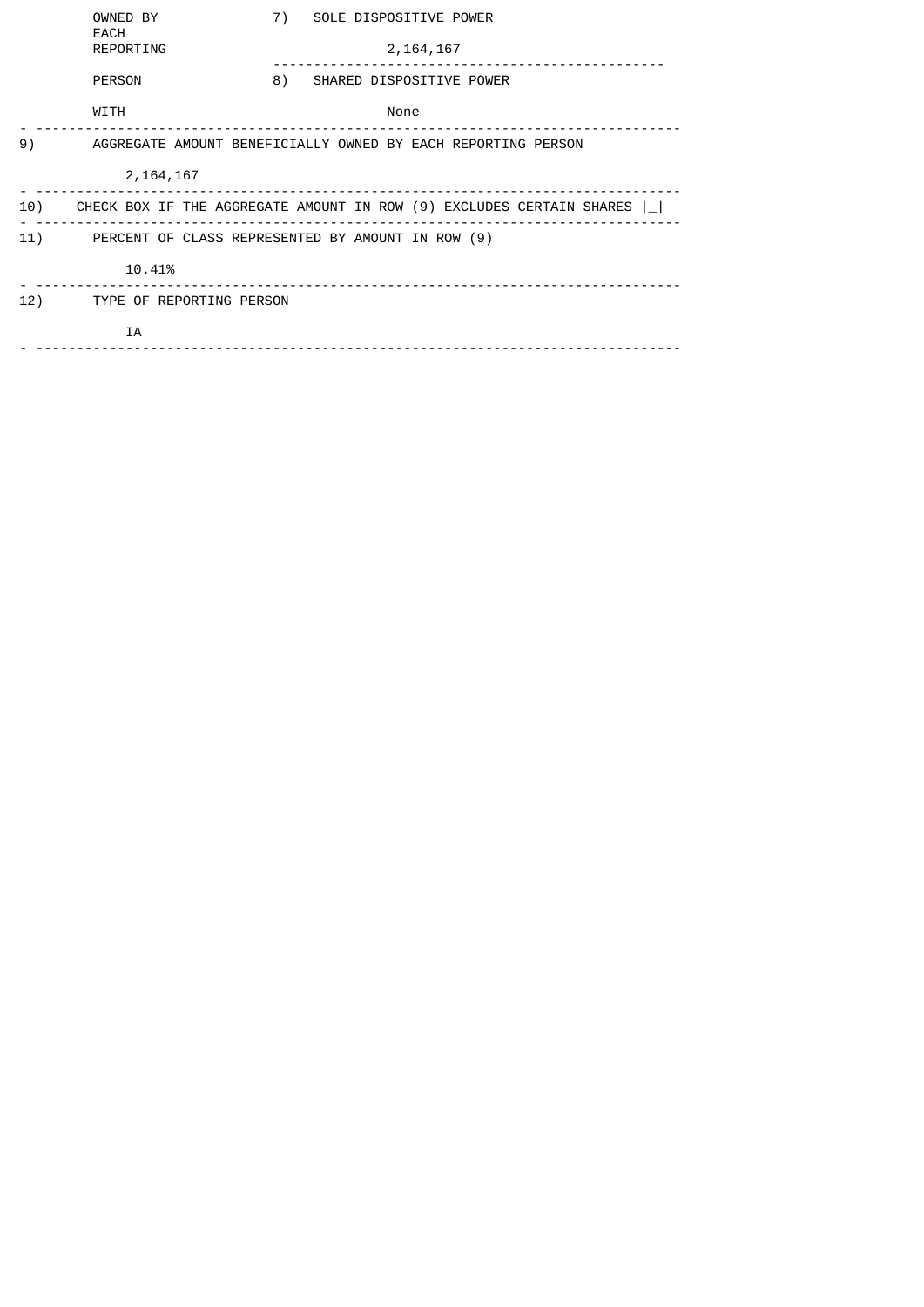| | | |
|---|---|---|
| OWNED BY EACH REPORTING | 7) | SOLE DISPOSITIVE POWER<br><br>2,164,167 |
| PERSON | 8) | SHARED DISPOSITIVE POWER |
| WITH | | None |

| | |
|---|---|
| 9) | AGGREGATE AMOUNT BENEFICIALLY OWNED BY EACH REPORTING PERSON<br><br>2,164,167 |
| 10) | CHECK BOX IF THE AGGREGATE AMOUNT IN ROW (9) EXCLUDES CERTAIN SHARES \|_\| |
| 11) | PERCENT OF CLASS REPRESENTED BY AMOUNT IN ROW (9)<br><br>10.41% |
| 12) | TYPE OF REPORTING PERSON<br><br>IA |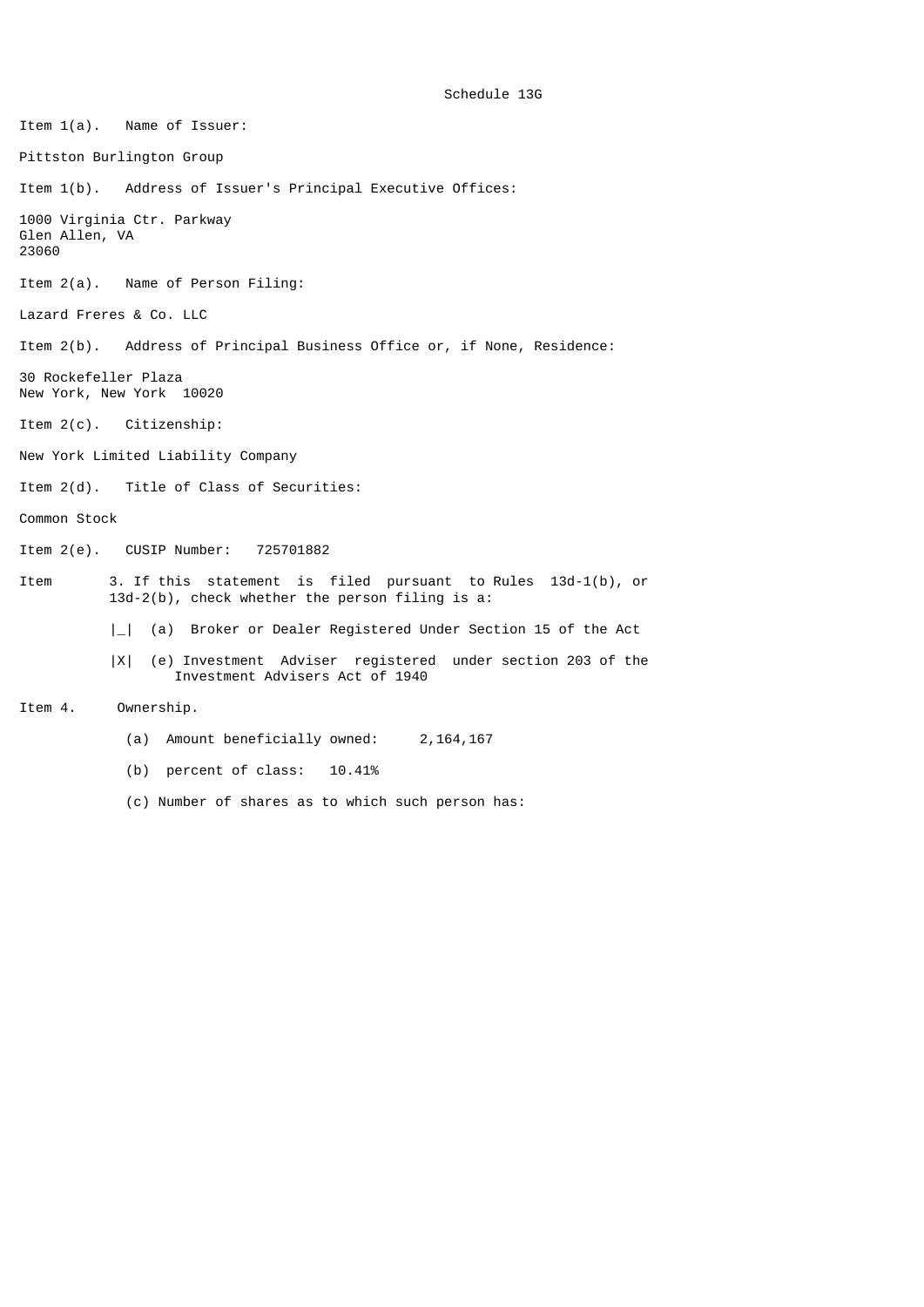Schedule 13G

Item 1(a). Name of Issuer:

Pittston Burlington Group

Item 1(b). Address of Issuer's Principal Executive Offices:

1000 Virginia Ctr. Parkway
Glen Allen, VA
23060

Item 2(a). Name of Person Filing:

Lazard Freres & Co. LLC

Item 2(b). Address of Principal Business Office or, if None, Residence:

30 Rockefeller Plaza
New York, New York 10020

Item 2(c). Citizenship:

New York Limited Liability Company

Item 2(d). Title of Class of Securities:

Common Stock

Item 2(e). CUSIP Number: 725701882

Item 3. If this statement is filed pursuant to Rules 13d-1(b), or 13d-2(b), check whether the person filing is a:

|_| (a) Broker or Dealer Registered Under Section 15 of the Act

|X| (e) Investment Adviser registered under section 203 of the Investment Advisers Act of 1940

Item 4. Ownership.

(a) Amount beneficially owned: 2,164,167

(b) percent of class: 10.41%

(c) Number of shares as to which such person has: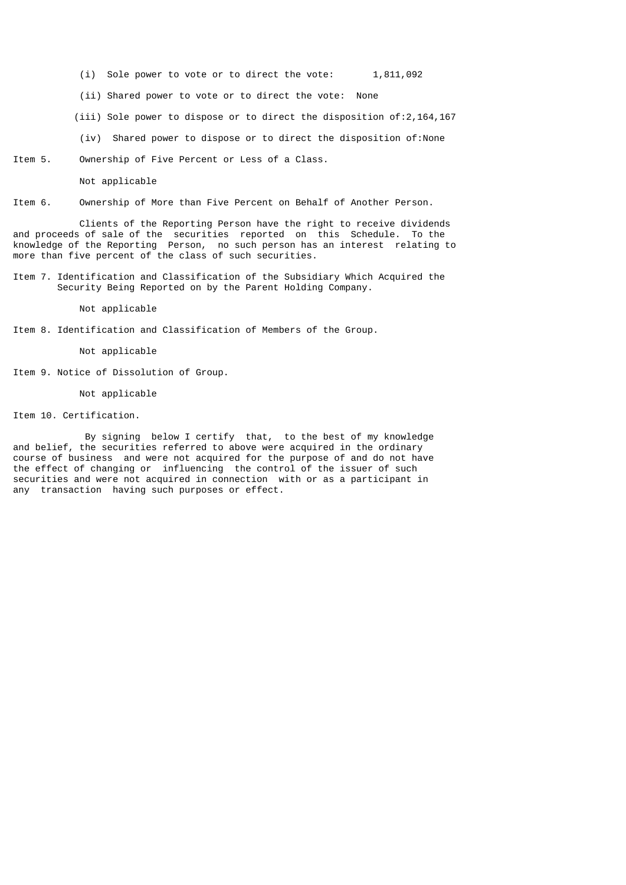(i) Sole power to vote or to direct the vote: 1,811,092

(ii) Shared power to vote or to direct the vote: None

(iii) Sole power to dispose or to direct the disposition of:2,164,167

(iv) Shared power to dispose or to direct the disposition of:None

Item 5. Ownership of Five Percent or Less of a Class.

Not applicable

Item 6. Ownership of More than Five Percent on Behalf of Another Person.

Clients of the Reporting Person have the right to receive dividends and proceeds of sale of the securities reported on this Schedule. To the knowledge of the Reporting Person, no such person has an interest relating to more than five percent of the class of such securities.

Item 7. Identification and Classification of the Subsidiary Which Acquired the Security Being Reported on by the Parent Holding Company.

Not applicable

Item 8. Identification and Classification of Members of the Group.

Not applicable

Item 9. Notice of Dissolution of Group.

Not applicable

Item 10. Certification.

By signing below I certify that, to the best of my knowledge and belief, the securities referred to above were acquired in the ordinary course of business and were not acquired for the purpose of and do not have the effect of changing or influencing the control of the issuer of such securities and were not acquired in connection with or as a participant in any transaction having such purposes or effect.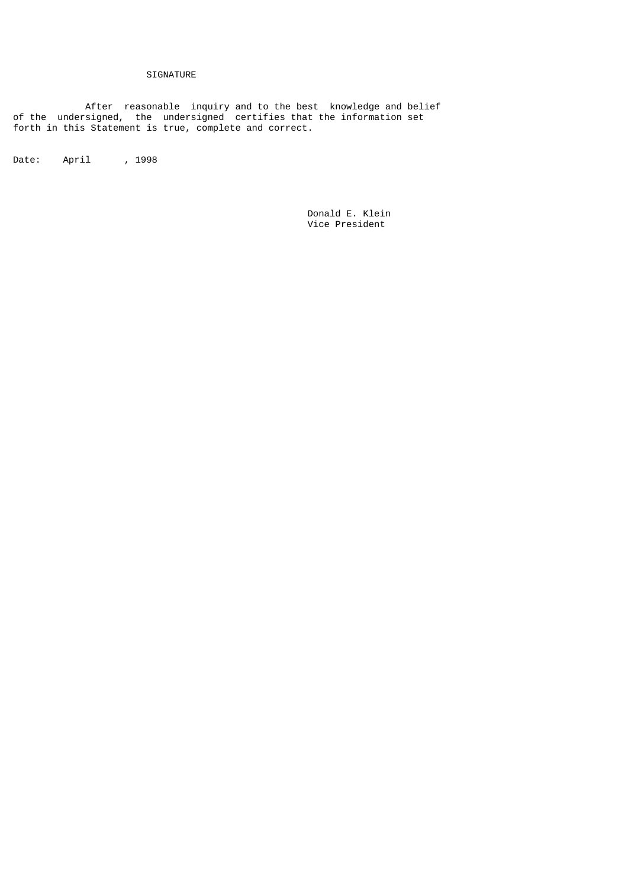# SIGNATURE

After reasonable inquiry and to the best knowledge and belief of the undersigned, the undersigned certifies that the information set forth in this Statement is true, complete and correct.

Date: April , 1998

Donald E. Klein
Vice President